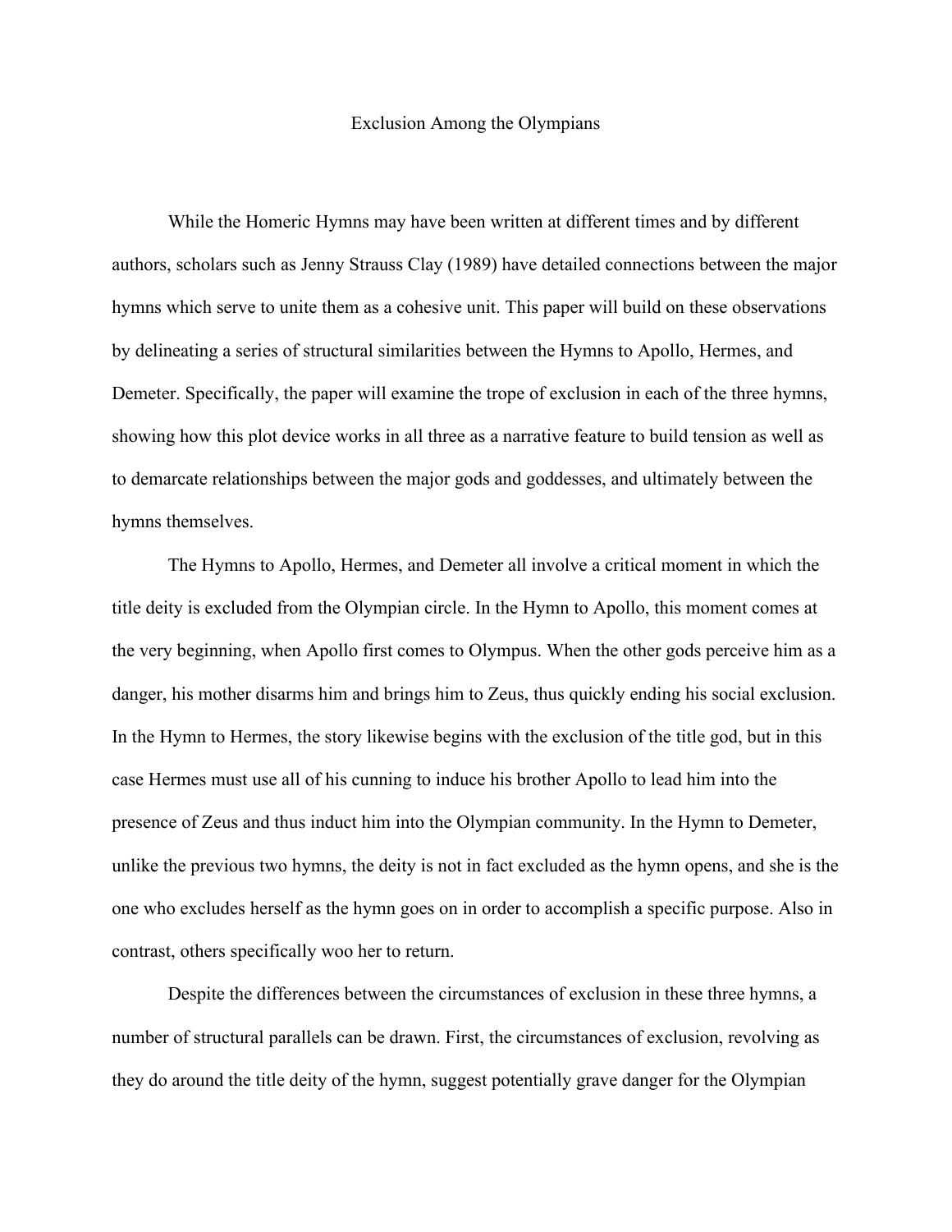# Exclusion Among the Olympians

While the Homeric Hymns may have been written at different times and by different authors, scholars such as Jenny Strauss Clay (1989) have detailed connections between the major hymns which serve to unite them as a cohesive unit. This paper will build on these observations by delineating a series of structural similarities between the Hymns to Apollo, Hermes, and Demeter. Specifically, the paper will examine the trope of exclusion in each of the three hymns, showing how this plot device works in all three as a narrative feature to build tension as well as to demarcate relationships between the major gods and goddesses, and ultimately between the hymns themselves.

The Hymns to Apollo, Hermes, and Demeter all involve a critical moment in which the title deity is excluded from the Olympian circle. In the Hymn to Apollo, this moment comes at the very beginning, when Apollo first comes to Olympus. When the other gods perceive him as a danger, his mother disarms him and brings him to Zeus, thus quickly ending his social exclusion. In the Hymn to Hermes, the story likewise begins with the exclusion of the title god, but in this case Hermes must use all of his cunning to induce his brother Apollo to lead him into the presence of Zeus and thus induct him into the Olympian community. In the Hymn to Demeter, unlike the previous two hymns, the deity is not in fact excluded as the hymn opens, and she is the one who excludes herself as the hymn goes on in order to accomplish a specific purpose. Also in contrast, others specifically woo her to return.

Despite the differences between the circumstances of exclusion in these three hymns, a number of structural parallels can be drawn. First, the circumstances of exclusion, revolving as they do around the title deity of the hymn, suggest potentially grave danger for the Olympian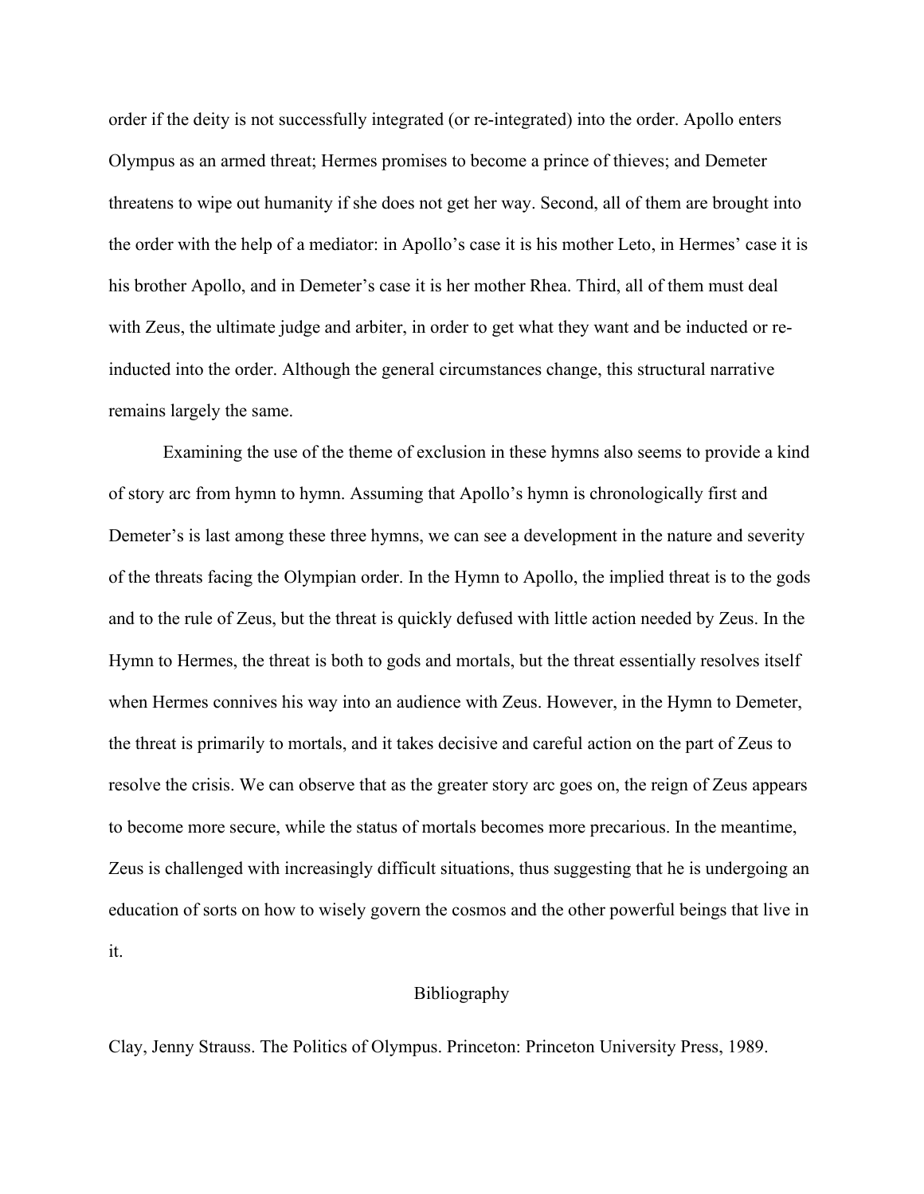order if the deity is not successfully integrated (or re-integrated) into the order. Apollo enters Olympus as an armed threat; Hermes promises to become a prince of thieves; and Demeter threatens to wipe out humanity if she does not get her way. Second, all of them are brought into the order with the help of a mediator: in Apollo's case it is his mother Leto, in Hermes' case it is his brother Apollo, and in Demeter's case it is her mother Rhea. Third, all of them must deal with Zeus, the ultimate judge and arbiter, in order to get what they want and be inducted or re-inducted into the order. Although the general circumstances change, this structural narrative remains largely the same.

Examining the use of the theme of exclusion in these hymns also seems to provide a kind of story arc from hymn to hymn. Assuming that Apollo's hymn is chronologically first and Demeter's is last among these three hymns, we can see a development in the nature and severity of the threats facing the Olympian order. In the Hymn to Apollo, the implied threat is to the gods and to the rule of Zeus, but the threat is quickly defused with little action needed by Zeus. In the Hymn to Hermes, the threat is both to gods and mortals, but the threat essentially resolves itself when Hermes connives his way into an audience with Zeus. However, in the Hymn to Demeter, the threat is primarily to mortals, and it takes decisive and careful action on the part of Zeus to resolve the crisis. We can observe that as the greater story arc goes on, the reign of Zeus appears to become more secure, while the status of mortals becomes more precarious. In the meantime, Zeus is challenged with increasingly difficult situations, thus suggesting that he is undergoing an education of sorts on how to wisely govern the cosmos and the other powerful beings that live in it.

## Bibliography

Clay, Jenny Strauss. The Politics of Olympus. Princeton: Princeton University Press, 1989.